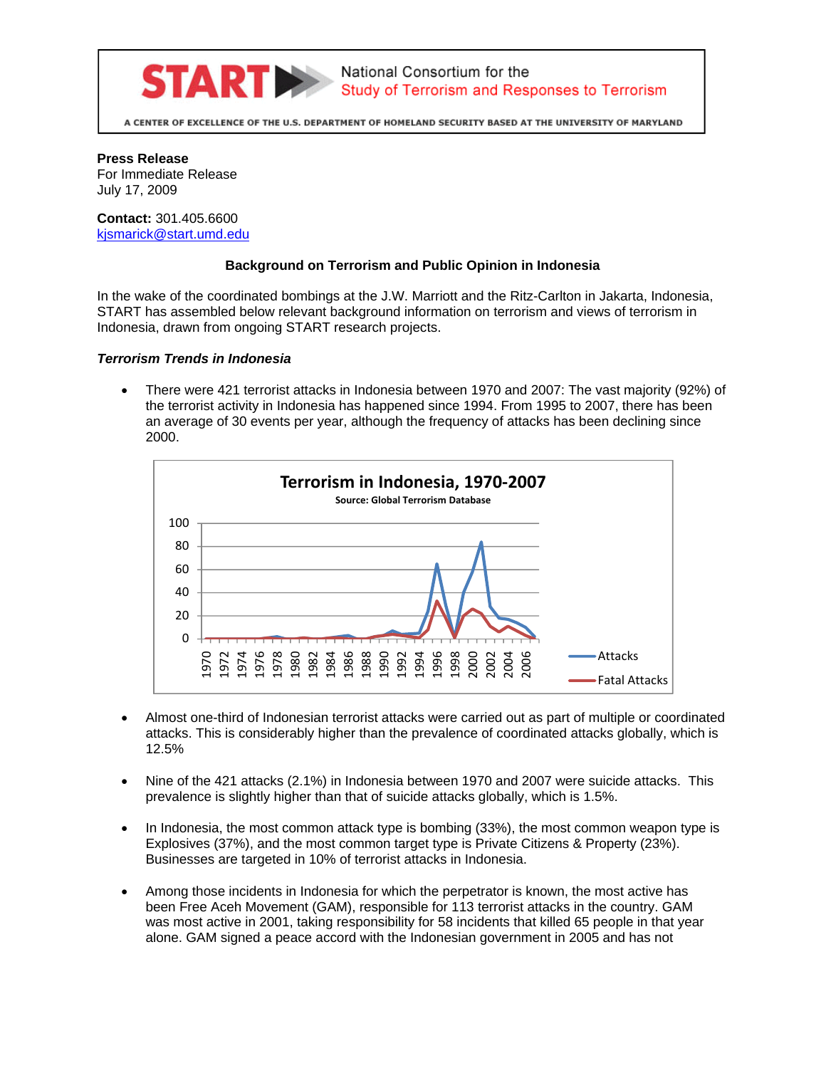**START** National Consortium for the Study of Terrorism and Responses to Terrorism

A CENTER OF EXCELLENCE OF THE U.S. DEPARTMENT OF HOMELAND SECURITY BASED AT THE UNIVERSITY OF MARYLAND

**Press Release**
For Immediate Release
July 17, 2009

**Contact:** 301.405.6600
kjsmarick@start.umd.edu

### Background on Terrorism and Public Opinion in Indonesia

In the wake of the coordinated bombings at the J.W. Marriott and the Ritz-Carlton in Jakarta, Indonesia, START has assembled below relevant background information on terrorism and views of terrorism in Indonesia, drawn from ongoing START research projects.

#### *Terrorism Trends in Indonesia*

- There were 421 terrorist attacks in Indonesia between 1970 and 2007: The vast majority (92%) of the terrorist activity in Indonesia has happened since 1994. From 1995 to 2007, there has been an average of 30 events per year, although the frequency of attacks has been declining since 2000.

**Terrorism in Indonesia, 1970-2007**
Source: Global Terrorism Database

- Almost one-third of Indonesian terrorist attacks were carried out as part of multiple or coordinated attacks. This is considerably higher than the prevalence of coordinated attacks globally, which is 12.5%

- Nine of the 421 attacks (2.1%) in Indonesia between 1970 and 2007 were suicide attacks. This prevalence is slightly higher than that of suicide attacks globally, which is 1.5%.

- In Indonesia, the most common attack type is bombing (33%), the most common weapon type is Explosives (37%), and the most common target type is Private Citizens & Property (23%). Businesses are targeted in 10% of terrorist attacks in Indonesia.

- Among those incidents in Indonesia for which the perpetrator is known, the most active has been Free Aceh Movement (GAM), responsible for 113 terrorist attacks in the country. GAM was most active in 2001, taking responsibility for 58 incidents that killed 65 people in that year alone. GAM signed a peace accord with the Indonesian government in 2005 and has not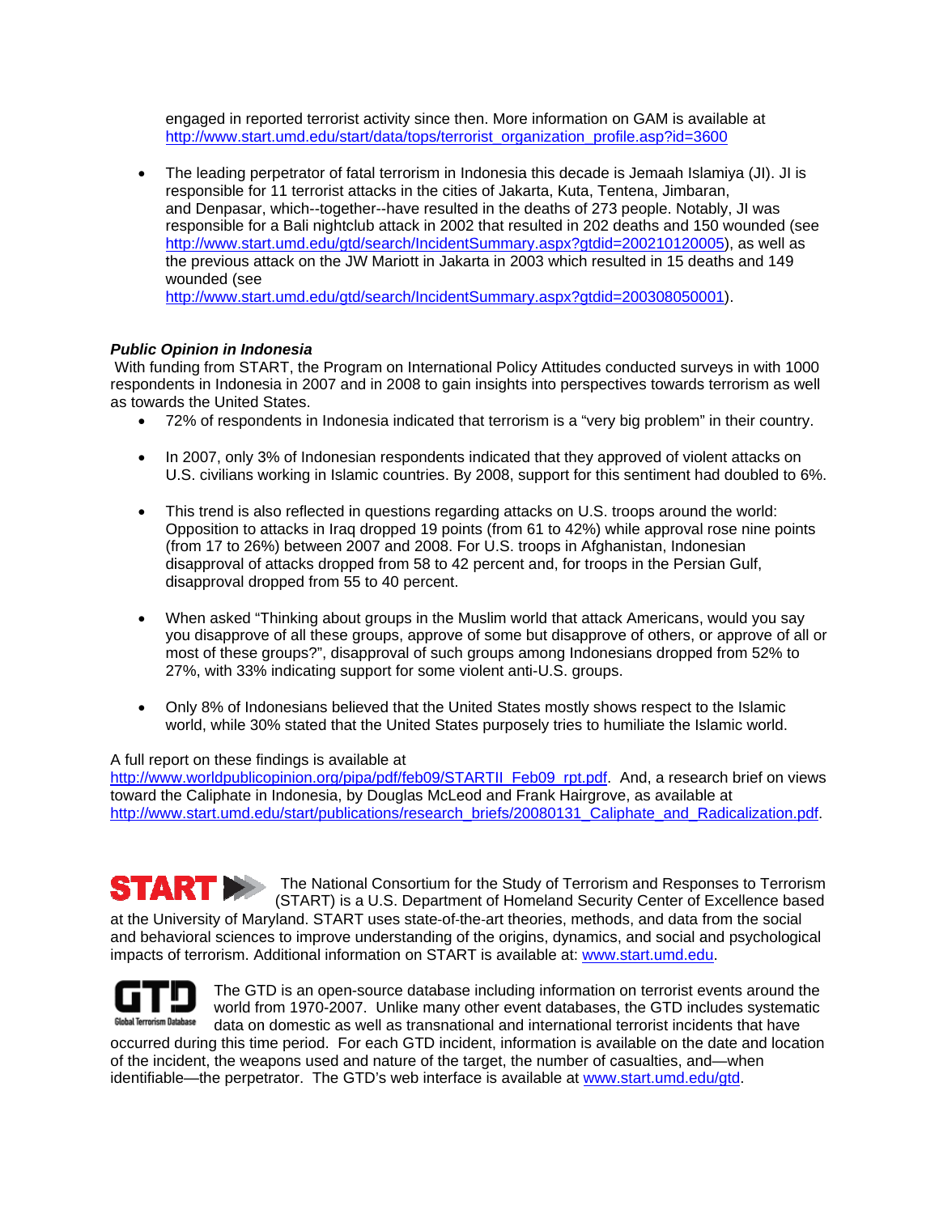engaged in reported terrorist activity since then. More information on GAM is available at http://www.start.umd.edu/start/data/tops/terrorist_organization_profile.asp?id=3600

- The leading perpetrator of fatal terrorism in Indonesia this decade is Jemaah Islamiya (JI). JI is responsible for 11 terrorist attacks in the cities of Jakarta, Kuta, Tentena, Jimbaran, and Denpasar, which--together--have resulted in the deaths of 273 people. Notably, JI was responsible for a Bali nightclub attack in 2002 that resulted in 202 deaths and 150 wounded (see http://www.start.umd.edu/gtd/search/IncidentSummary.aspx?gtdid=200210120005), as well as the previous attack on the JW Mariott in Jakarta in 2003 which resulted in 15 deaths and 149 wounded (see http://www.start.umd.edu/gtd/search/IncidentSummary.aspx?gtdid=200308050001).

***Public Opinion in Indonesia***

With funding from START, the Program on International Policy Attitudes conducted surveys in with 1000 respondents in Indonesia in 2007 and in 2008 to gain insights into perspectives towards terrorism as well as towards the United States.

- 72% of respondents in Indonesia indicated that terrorism is a "very big problem" in their country.
- In 2007, only 3% of Indonesian respondents indicated that they approved of violent attacks on U.S. civilians working in Islamic countries. By 2008, support for this sentiment had doubled to 6%.
- This trend is also reflected in questions regarding attacks on U.S. troops around the world: Opposition to attacks in Iraq dropped 19 points (from 61 to 42%) while approval rose nine points (from 17 to 26%) between 2007 and 2008. For U.S. troops in Afghanistan, Indonesian disapproval of attacks dropped from 58 to 42 percent and, for troops in the Persian Gulf, disapproval dropped from 55 to 40 percent.
- When asked "Thinking about groups in the Muslim world that attack Americans, would you say you disapprove of all these groups, approve of some but disapprove of others, or approve of all or most of these groups?", disapproval of such groups among Indonesians dropped from 52% to 27%, with 33% indicating support for some violent anti-U.S. groups.
- Only 8% of Indonesians believed that the United States mostly shows respect to the Islamic world, while 30% stated that the United States purposely tries to humiliate the Islamic world.

A full report on these findings is available at http://www.worldpublicopinion.org/pipa/pdf/feb09/STARTII_Feb09_rpt.pdf. And, a research brief on views toward the Caliphate in Indonesia, by Douglas McLeod and Frank Hairgrove, as available at http://www.start.umd.edu/start/publications/research_briefs/20080131_Caliphate_and_Radicalization.pdf.

**START** The National Consortium for the Study of Terrorism and Responses to Terrorism (START) is a U.S. Department of Homeland Security Center of Excellence based at the University of Maryland. START uses state-of-the-art theories, methods, and data from the social and behavioral sciences to improve understanding of the origins, dynamics, and social and psychological impacts of terrorism. Additional information on START is available at: www.start.umd.edu.

**GTD** Global Terrorism Database

The GTD is an open-source database including information on terrorist events around the world from 1970-2007. Unlike many other event databases, the GTD includes systematic data on domestic as well as transnational and international terrorist incidents that have occurred during this time period. For each GTD incident, information is available on the date and location of the incident, the weapons used and nature of the target, the number of casualties, and—when identifiable—the perpetrator. The GTD's web interface is available at www.start.umd.edu/gtd.